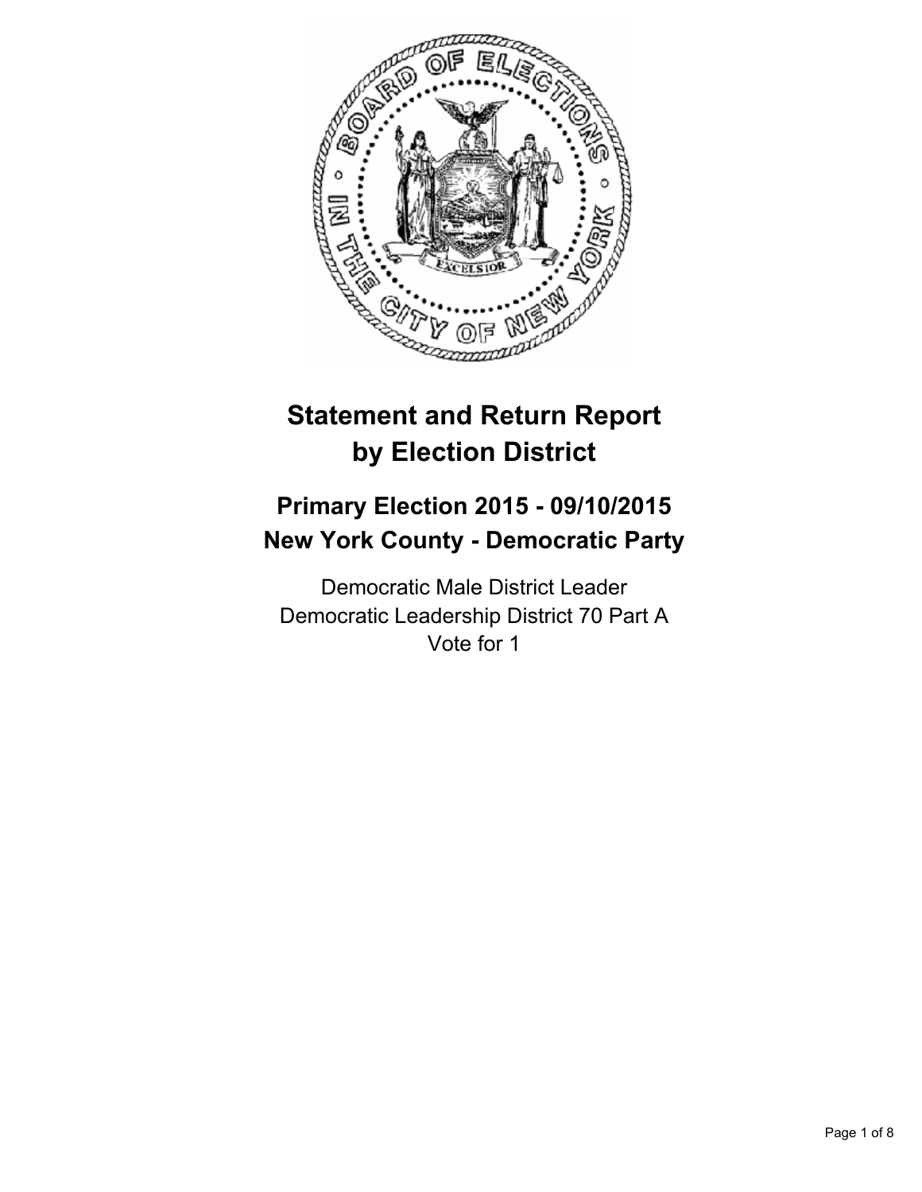# Statement and Return Report by Election District

## Primary Election 2015 - 09/10/2015
## New York County - Democratic Party

Democratic Male District Leader
Democratic Leadership District 70 Part A
Vote for 1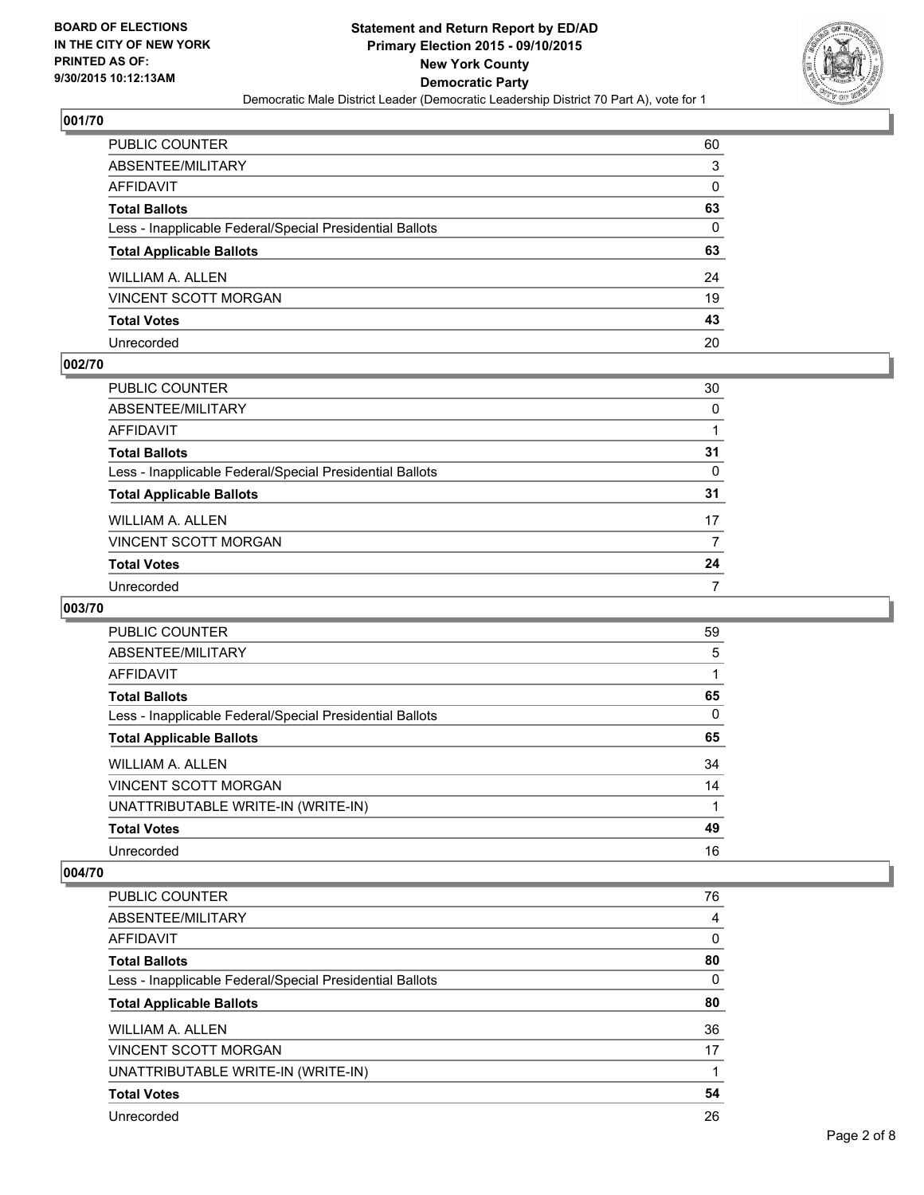**BOARD OF ELECTIONS IN THE CITY OF NEW YORK PRINTED AS OF: 9/30/2015 10:12:13AM**

**Statement and Return Report by ED/AD**
**Primary Election 2015 - 09/10/2015**
**New York County**
**Democratic Party**
Democratic Male District Leader (Democratic Leadership District 70 Part A), vote for 1

### 001/70

| | |
|---|---|
| PUBLIC COUNTER | 60 |
| ABSENTEE/MILITARY | 3 |
| AFFIDAVIT | 0 |
| **Total Ballots** | **63** |
| Less - Inapplicable Federal/Special Presidential Ballots | 0 |
| **Total Applicable Ballots** | **63** |
| WILLIAM A. ALLEN | 24 |
| VINCENT SCOTT MORGAN | 19 |
| **Total Votes** | **43** |
| Unrecorded | 20 |

### 002/70

| | |
|---|---|
| PUBLIC COUNTER | 30 |
| ABSENTEE/MILITARY | 0 |
| AFFIDAVIT | 1 |
| **Total Ballots** | **31** |
| Less - Inapplicable Federal/Special Presidential Ballots | 0 |
| **Total Applicable Ballots** | **31** |
| WILLIAM A. ALLEN | 17 |
| VINCENT SCOTT MORGAN | 7 |
| **Total Votes** | **24** |
| Unrecorded | 7 |

### 003/70

| | |
|---|---|
| PUBLIC COUNTER | 59 |
| ABSENTEE/MILITARY | 5 |
| AFFIDAVIT | 1 |
| **Total Ballots** | **65** |
| Less - Inapplicable Federal/Special Presidential Ballots | 0 |
| **Total Applicable Ballots** | **65** |
| WILLIAM A. ALLEN | 34 |
| VINCENT SCOTT MORGAN | 14 |
| UNATTRIBUTABLE WRITE-IN (WRITE-IN) | 1 |
| **Total Votes** | **49** |
| Unrecorded | 16 |

### 004/70

| | |
|---|---|
| PUBLIC COUNTER | 76 |
| ABSENTEE/MILITARY | 4 |
| AFFIDAVIT | 0 |
| **Total Ballots** | **80** |
| Less - Inapplicable Federal/Special Presidential Ballots | 0 |
| **Total Applicable Ballots** | **80** |
| WILLIAM A. ALLEN | 36 |
| VINCENT SCOTT MORGAN | 17 |
| UNATTRIBUTABLE WRITE-IN (WRITE-IN) | 1 |
| **Total Votes** | **54** |
| Unrecorded | 26 |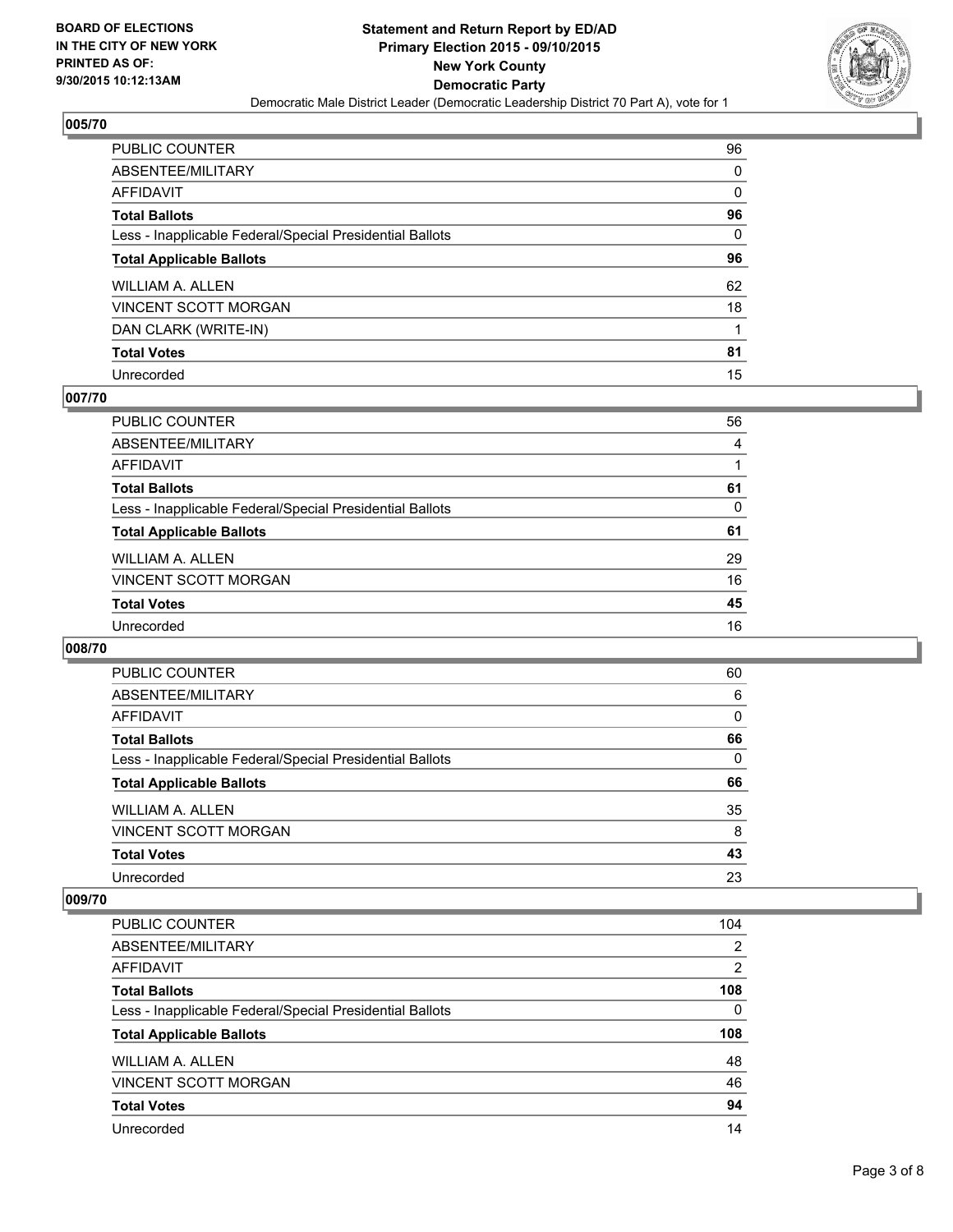## 005/70

| | |
|---|---|
| PUBLIC COUNTER | 96 |
| ABSENTEE/MILITARY | 0 |
| AFFIDAVIT | 0 |
| **Total Ballots** | **96** |
| Less - Inapplicable Federal/Special Presidential Ballots | 0 |
| **Total Applicable Ballots** | **96** |
| WILLIAM A. ALLEN | 62 |
| VINCENT SCOTT MORGAN | 18 |
| DAN CLARK (WRITE-IN) | 1 |
| **Total Votes** | **81** |
| Unrecorded | 15 |

## 007/70

| | |
|---|---|
| PUBLIC COUNTER | 56 |
| ABSENTEE/MILITARY | 4 |
| AFFIDAVIT | 1 |
| **Total Ballots** | **61** |
| Less - Inapplicable Federal/Special Presidential Ballots | 0 |
| **Total Applicable Ballots** | **61** |
| WILLIAM A. ALLEN | 29 |
| VINCENT SCOTT MORGAN | 16 |
| **Total Votes** | **45** |
| Unrecorded | 16 |

## 008/70

| | |
|---|---|
| PUBLIC COUNTER | 60 |
| ABSENTEE/MILITARY | 6 |
| AFFIDAVIT | 0 |
| **Total Ballots** | **66** |
| Less - Inapplicable Federal/Special Presidential Ballots | 0 |
| **Total Applicable Ballots** | **66** |
| WILLIAM A. ALLEN | 35 |
| VINCENT SCOTT MORGAN | 8 |
| **Total Votes** | **43** |
| Unrecorded | 23 |

## 009/70

| | |
|---|---|
| PUBLIC COUNTER | 104 |
| ABSENTEE/MILITARY | 2 |
| AFFIDAVIT | 2 |
| **Total Ballots** | **108** |
| Less - Inapplicable Federal/Special Presidential Ballots | 0 |
| **Total Applicable Ballots** | **108** |
| WILLIAM A. ALLEN | 48 |
| VINCENT SCOTT MORGAN | 46 |
| **Total Votes** | **94** |
| Unrecorded | 14 |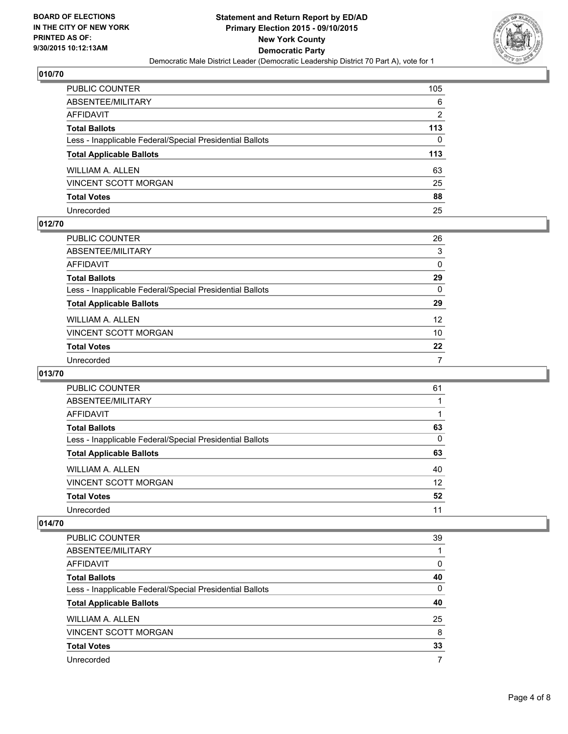**BOARD OF ELECTIONS IN THE CITY OF NEW YORK PRINTED AS OF: 9/30/2015 10:12:13AM**

# Statement and Return Report by ED/AD
## Primary Election 2015 - 09/10/2015
## New York County
## Democratic Party
Democratic Male District Leader (Democratic Leadership District 70 Part A), vote for 1

### 010/70

| | |
|---|---|
| PUBLIC COUNTER | 105 |
| ABSENTEE/MILITARY | 6 |
| AFFIDAVIT | 2 |
| **Total Ballots** | **113** |
| Less - Inapplicable Federal/Special Presidential Ballots | 0 |
| **Total Applicable Ballots** | **113** |
| WILLIAM A. ALLEN | 63 |
| VINCENT SCOTT MORGAN | 25 |
| **Total Votes** | **88** |
| Unrecorded | 25 |

### 012/70

| | |
|---|---|
| PUBLIC COUNTER | 26 |
| ABSENTEE/MILITARY | 3 |
| AFFIDAVIT | 0 |
| **Total Ballots** | **29** |
| Less - Inapplicable Federal/Special Presidential Ballots | 0 |
| **Total Applicable Ballots** | **29** |
| WILLIAM A. ALLEN | 12 |
| VINCENT SCOTT MORGAN | 10 |
| **Total Votes** | **22** |
| Unrecorded | 7 |

### 013/70

| | |
|---|---|
| PUBLIC COUNTER | 61 |
| ABSENTEE/MILITARY | 1 |
| AFFIDAVIT | 1 |
| **Total Ballots** | **63** |
| Less - Inapplicable Federal/Special Presidential Ballots | 0 |
| **Total Applicable Ballots** | **63** |
| WILLIAM A. ALLEN | 40 |
| VINCENT SCOTT MORGAN | 12 |
| **Total Votes** | **52** |
| Unrecorded | 11 |

### 014/70

| | |
|---|---|
| PUBLIC COUNTER | 39 |
| ABSENTEE/MILITARY | 1 |
| AFFIDAVIT | 0 |
| **Total Ballots** | **40** |
| Less - Inapplicable Federal/Special Presidential Ballots | 0 |
| **Total Applicable Ballots** | **40** |
| WILLIAM A. ALLEN | 25 |
| VINCENT SCOTT MORGAN | 8 |
| **Total Votes** | **33** |
| Unrecorded | 7 |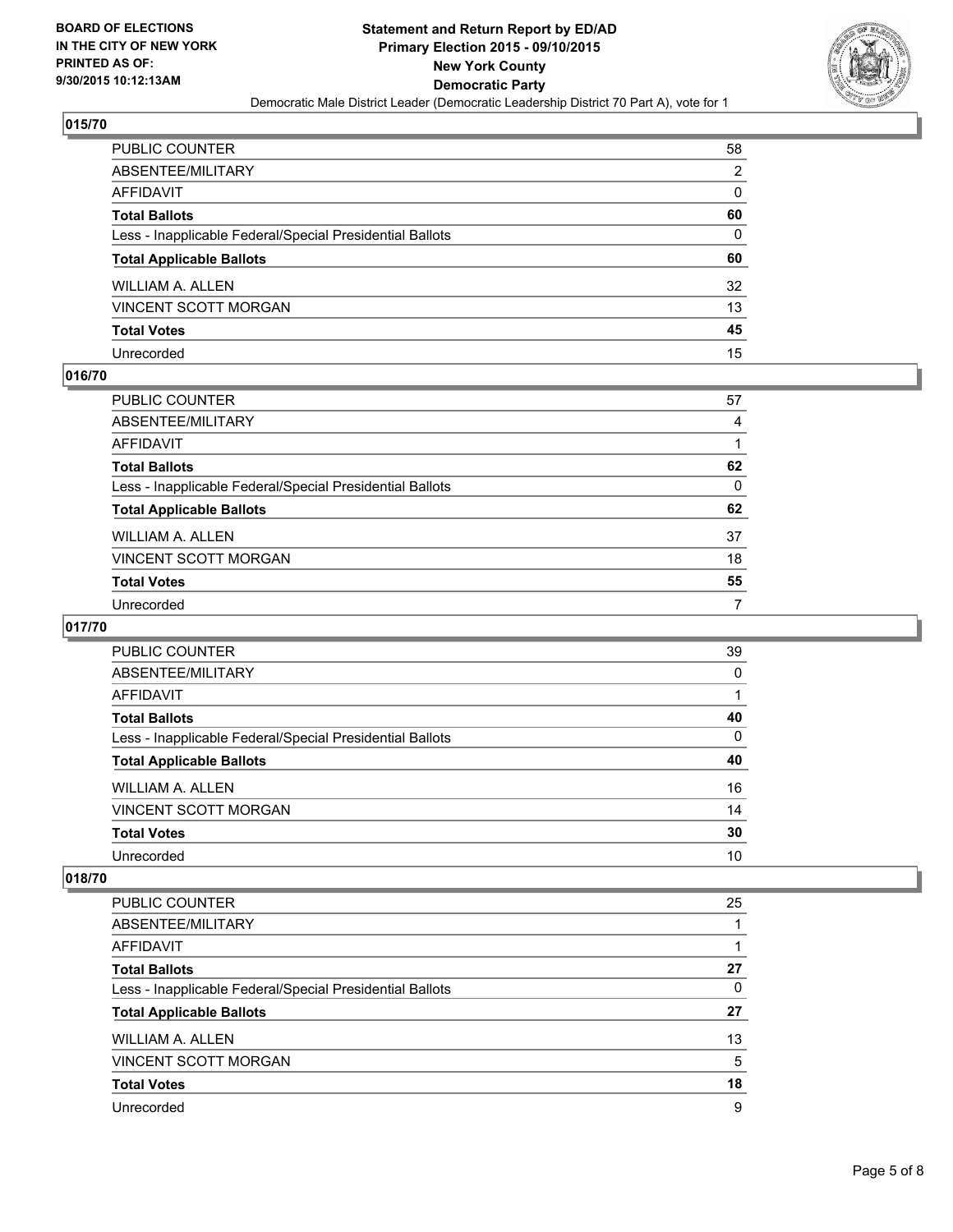**BOARD OF ELECTIONS IN THE CITY OF NEW YORK PRINTED AS OF: 9/30/2015 10:12:13AM**

# Statement and Return Report by ED/AD Primary Election 2015 - 09/10/2015 New York County Democratic Party

Democratic Male District Leader (Democratic Leadership District 70 Part A), vote for 1

## 015/70

| | |
|---|---|
| PUBLIC COUNTER | 58 |
| ABSENTEE/MILITARY | 2 |
| AFFIDAVIT | 0 |
| **Total Ballots** | **60** |
| Less - Inapplicable Federal/Special Presidential Ballots | 0 |
| **Total Applicable Ballots** | **60** |
| WILLIAM A. ALLEN | 32 |
| VINCENT SCOTT MORGAN | 13 |
| **Total Votes** | **45** |
| Unrecorded | 15 |

## 016/70

| | |
|---|---|
| PUBLIC COUNTER | 57 |
| ABSENTEE/MILITARY | 4 |
| AFFIDAVIT | 1 |
| **Total Ballots** | **62** |
| Less - Inapplicable Federal/Special Presidential Ballots | 0 |
| **Total Applicable Ballots** | **62** |
| WILLIAM A. ALLEN | 37 |
| VINCENT SCOTT MORGAN | 18 |
| **Total Votes** | **55** |
| Unrecorded | 7 |

## 017/70

| | |
|---|---|
| PUBLIC COUNTER | 39 |
| ABSENTEE/MILITARY | 0 |
| AFFIDAVIT | 1 |
| **Total Ballots** | **40** |
| Less - Inapplicable Federal/Special Presidential Ballots | 0 |
| **Total Applicable Ballots** | **40** |
| WILLIAM A. ALLEN | 16 |
| VINCENT SCOTT MORGAN | 14 |
| **Total Votes** | **30** |
| Unrecorded | 10 |

## 018/70

| | |
|---|---|
| PUBLIC COUNTER | 25 |
| ABSENTEE/MILITARY | 1 |
| AFFIDAVIT | 1 |
| **Total Ballots** | **27** |
| Less - Inapplicable Federal/Special Presidential Ballots | 0 |
| **Total Applicable Ballots** | **27** |
| WILLIAM A. ALLEN | 13 |
| VINCENT SCOTT MORGAN | 5 |
| **Total Votes** | **18** |
| Unrecorded | 9 |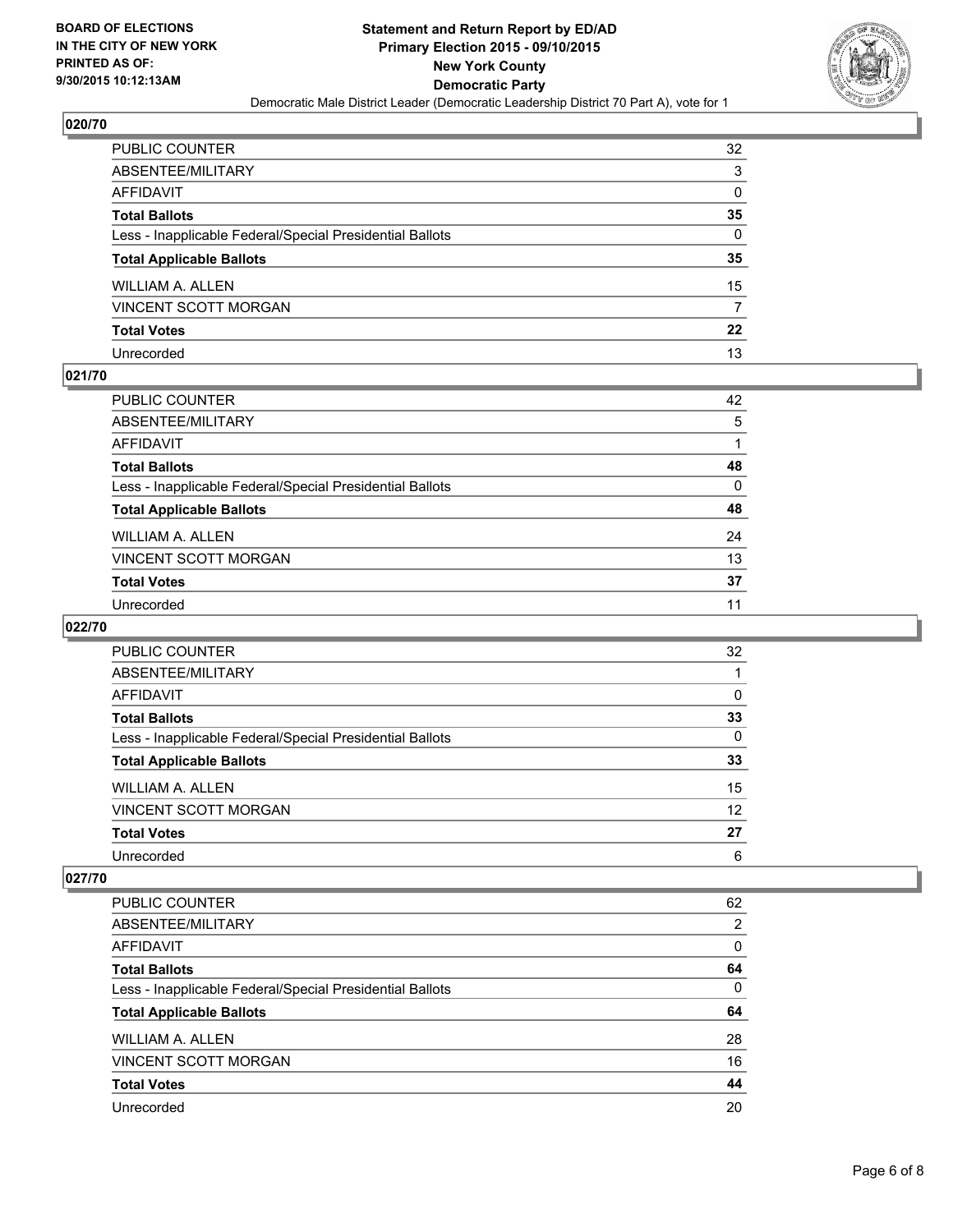**BOARD OF ELECTIONS**
**IN THE CITY OF NEW YORK**
**PRINTED AS OF:**
**9/30/2015 10:12:13AM**

# Statement and Return Report by ED/AD
## Primary Election 2015 - 09/10/2015
## New York County
## Democratic Party
Democratic Male District Leader (Democratic Leadership District 70 Part A), vote for 1

### 020/70

| | |
|---|---|
| PUBLIC COUNTER | 32 |
| ABSENTEE/MILITARY | 3 |
| AFFIDAVIT | 0 |
| **Total Ballots** | **35** |
| Less - Inapplicable Federal/Special Presidential Ballots | 0 |
| **Total Applicable Ballots** | **35** |
| WILLIAM A. ALLEN | 15 |
| VINCENT SCOTT MORGAN | 7 |
| **Total Votes** | **22** |
| Unrecorded | 13 |

### 021/70

| | |
|---|---|
| PUBLIC COUNTER | 42 |
| ABSENTEE/MILITARY | 5 |
| AFFIDAVIT | 1 |
| **Total Ballots** | **48** |
| Less - Inapplicable Federal/Special Presidential Ballots | 0 |
| **Total Applicable Ballots** | **48** |
| WILLIAM A. ALLEN | 24 |
| VINCENT SCOTT MORGAN | 13 |
| **Total Votes** | **37** |
| Unrecorded | 11 |

### 022/70

| | |
|---|---|
| PUBLIC COUNTER | 32 |
| ABSENTEE/MILITARY | 1 |
| AFFIDAVIT | 0 |
| **Total Ballots** | **33** |
| Less - Inapplicable Federal/Special Presidential Ballots | 0 |
| **Total Applicable Ballots** | **33** |
| WILLIAM A. ALLEN | 15 |
| VINCENT SCOTT MORGAN | 12 |
| **Total Votes** | **27** |
| Unrecorded | 6 |

### 027/70

| | |
|---|---|
| PUBLIC COUNTER | 62 |
| ABSENTEE/MILITARY | 2 |
| AFFIDAVIT | 0 |
| **Total Ballots** | **64** |
| Less - Inapplicable Federal/Special Presidential Ballots | 0 |
| **Total Applicable Ballots** | **64** |
| WILLIAM A. ALLEN | 28 |
| VINCENT SCOTT MORGAN | 16 |
| **Total Votes** | **44** |
| Unrecorded | 20 |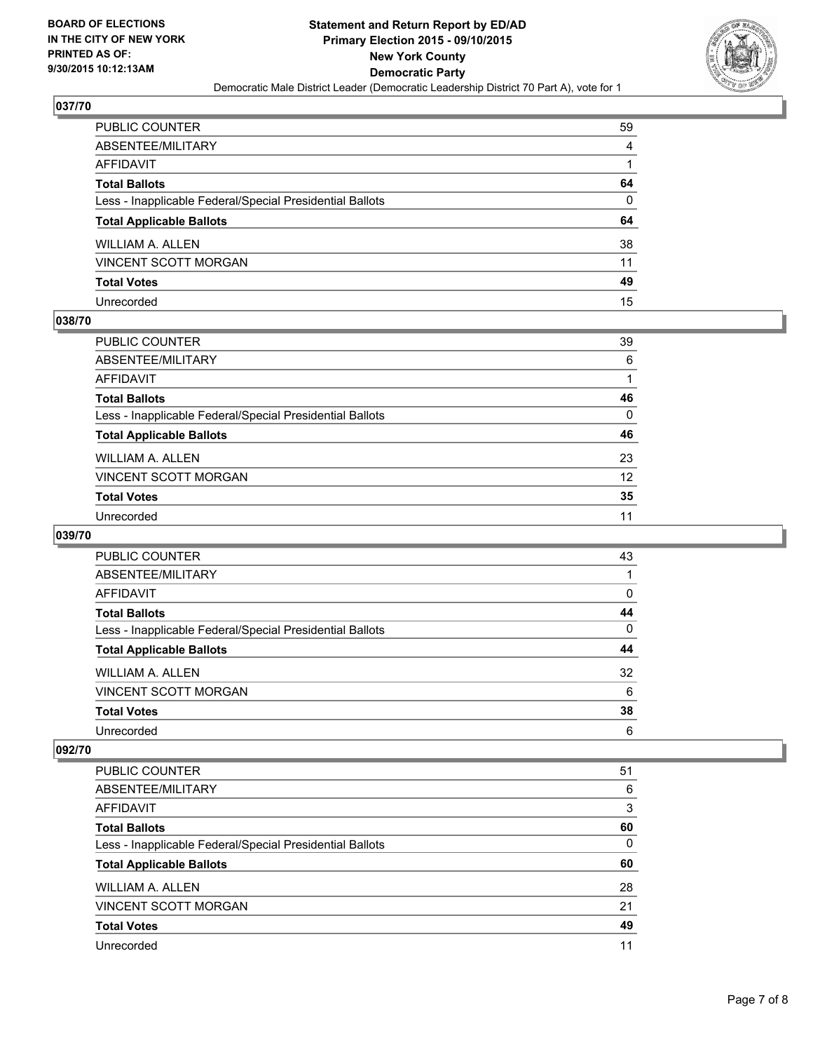**BOARD OF ELECTIONS IN THE CITY OF NEW YORK PRINTED AS OF: 9/30/2015 10:12:13AM**

**Statement and Return Report by ED/AD**
**Primary Election 2015 - 09/10/2015**
**New York County**
**Democratic Party**
Democratic Male District Leader (Democratic Leadership District 70 Part A), vote for 1

### 037/70

| | |
|---|---|
| PUBLIC COUNTER | 59 |
| ABSENTEE/MILITARY | 4 |
| AFFIDAVIT | 1 |
| **Total Ballots** | **64** |
| Less - Inapplicable Federal/Special Presidential Ballots | 0 |
| **Total Applicable Ballots** | **64** |
| WILLIAM A. ALLEN | 38 |
| VINCENT SCOTT MORGAN | 11 |
| **Total Votes** | **49** |
| Unrecorded | 15 |

### 038/70

| | |
|---|---|
| PUBLIC COUNTER | 39 |
| ABSENTEE/MILITARY | 6 |
| AFFIDAVIT | 1 |
| **Total Ballots** | **46** |
| Less - Inapplicable Federal/Special Presidential Ballots | 0 |
| **Total Applicable Ballots** | **46** |
| WILLIAM A. ALLEN | 23 |
| VINCENT SCOTT MORGAN | 12 |
| **Total Votes** | **35** |
| Unrecorded | 11 |

### 039/70

| | |
|---|---|
| PUBLIC COUNTER | 43 |
| ABSENTEE/MILITARY | 1 |
| AFFIDAVIT | 0 |
| **Total Ballots** | **44** |
| Less - Inapplicable Federal/Special Presidential Ballots | 0 |
| **Total Applicable Ballots** | **44** |
| WILLIAM A. ALLEN | 32 |
| VINCENT SCOTT MORGAN | 6 |
| **Total Votes** | **38** |
| Unrecorded | 6 |

### 092/70

| | |
|---|---|
| PUBLIC COUNTER | 51 |
| ABSENTEE/MILITARY | 6 |
| AFFIDAVIT | 3 |
| **Total Ballots** | **60** |
| Less - Inapplicable Federal/Special Presidential Ballots | 0 |
| **Total Applicable Ballots** | **60** |
| WILLIAM A. ALLEN | 28 |
| VINCENT SCOTT MORGAN | 21 |
| **Total Votes** | **49** |
| Unrecorded | 11 |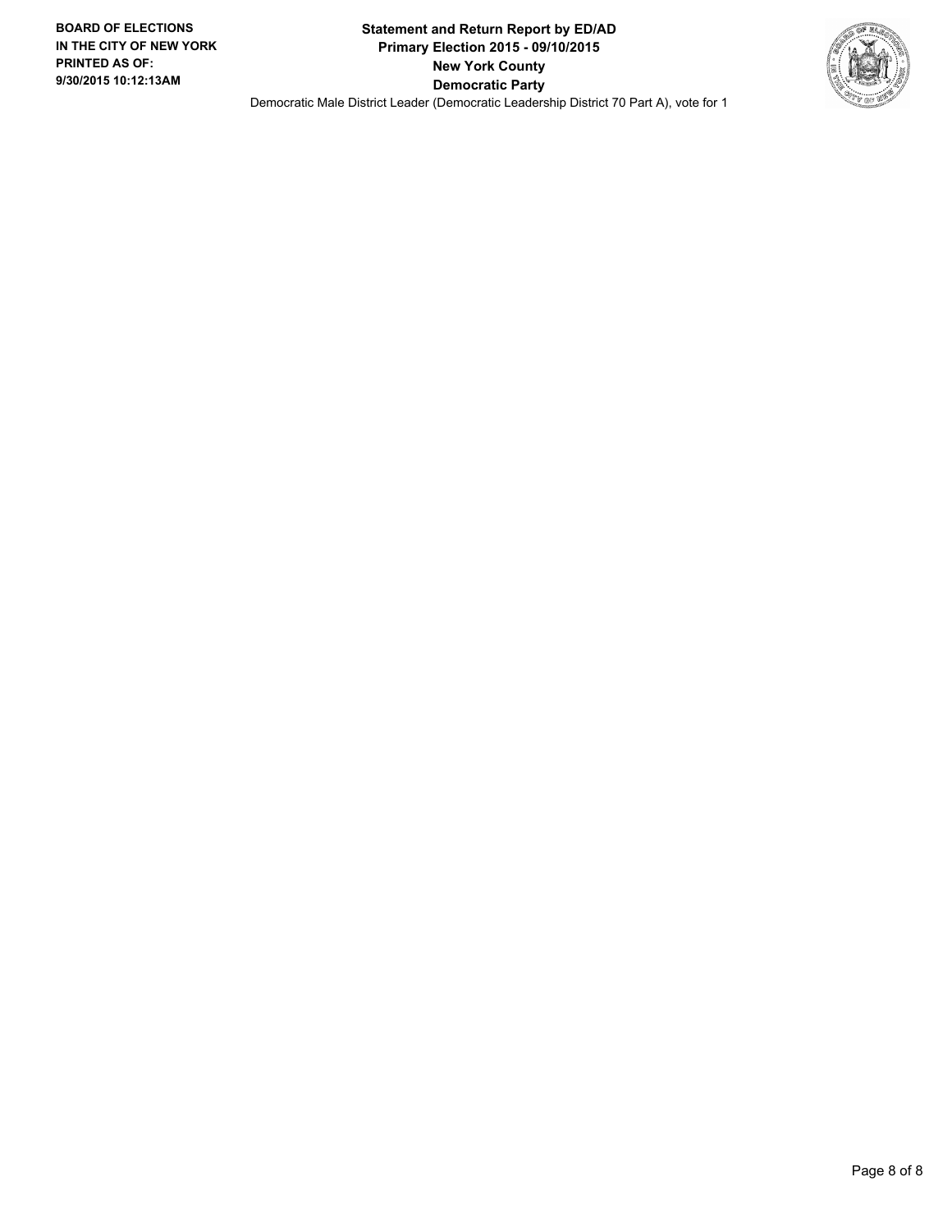**BOARD OF ELECTIONS**
**IN THE CITY OF NEW YORK**
**PRINTED AS OF:**
**9/30/2015 10:12:13AM**

**Statement and Return Report by ED/AD**
**Primary Election 2015 - 09/10/2015**
**New York County**
**Democratic Party**

Democratic Male District Leader (Democratic Leadership District 70 Part A), vote for 1